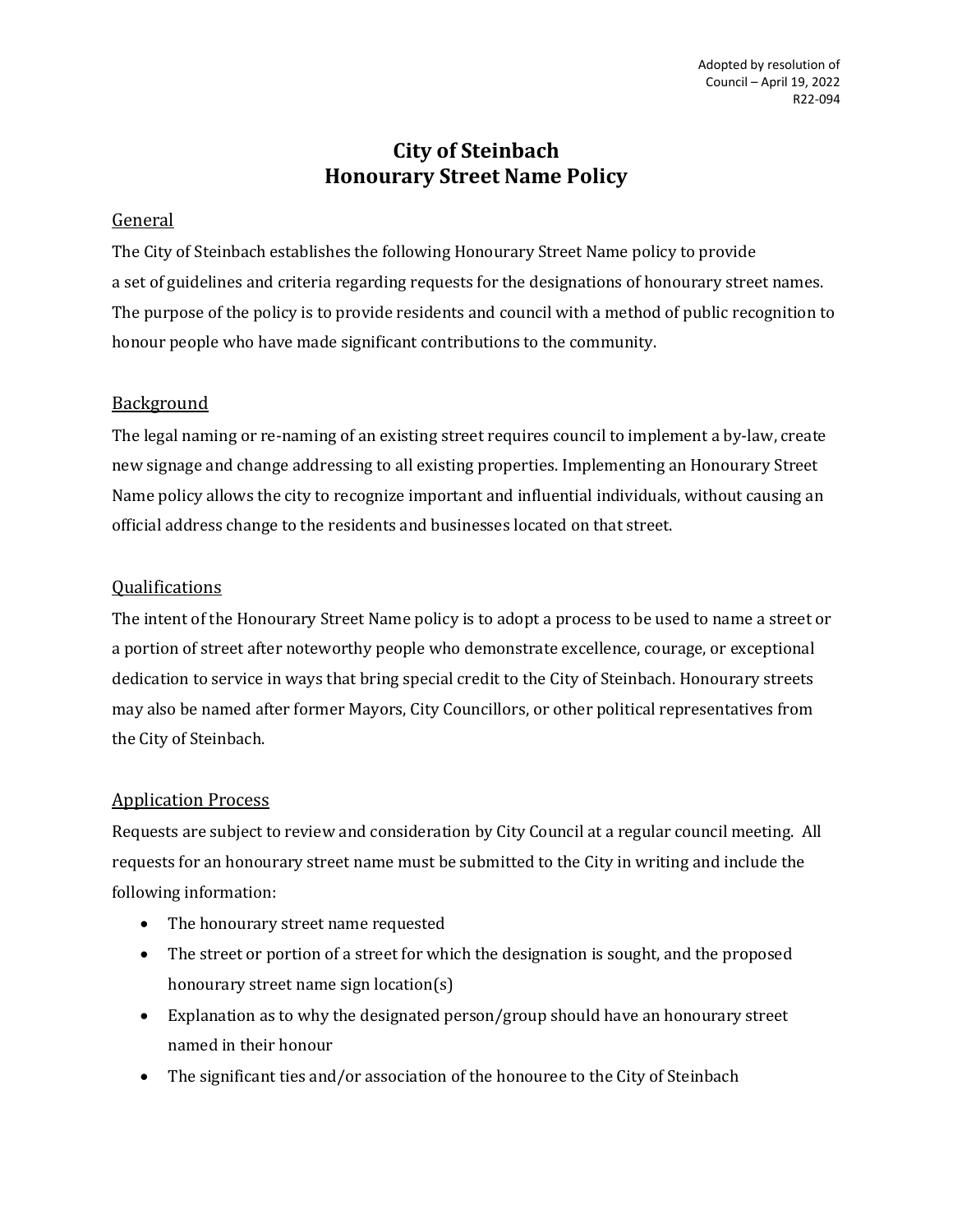Adopted by resolution of Council – April 19, 2022
R22-094

# City of Steinbach
# Honourary Street Name Policy

## General

The City of Steinbach establishes the following Honourary Street Name policy to provide a set of guidelines and criteria regarding requests for the designations of honourary street names. The purpose of the policy is to provide residents and council with a method of public recognition to honour people who have made significant contributions to the community.

## Background

The legal naming or re-naming of an existing street requires council to implement a by-law, create new signage and change addressing to all existing properties. Implementing an Honourary Street Name policy allows the city to recognize important and influential individuals, without causing an official address change to the residents and businesses located on that street.

## Qualifications

The intent of the Honourary Street Name policy is to adopt a process to be used to name a street or a portion of street after noteworthy people who demonstrate excellence, courage, or exceptional dedication to service in ways that bring special credit to the City of Steinbach. Honourary streets may also be named after former Mayors, City Councillors, or other political representatives from the City of Steinbach.

## Application Process

Requests are subject to review and consideration by City Council at a regular council meeting. All requests for an honourary street name must be submitted to the City in writing and include the following information:

- The honourary street name requested
- The street or portion of a street for which the designation is sought, and the proposed honourary street name sign location(s)
- Explanation as to why the designated person/group should have an honourary street named in their honour
- The significant ties and/or association of the honouree to the City of Steinbach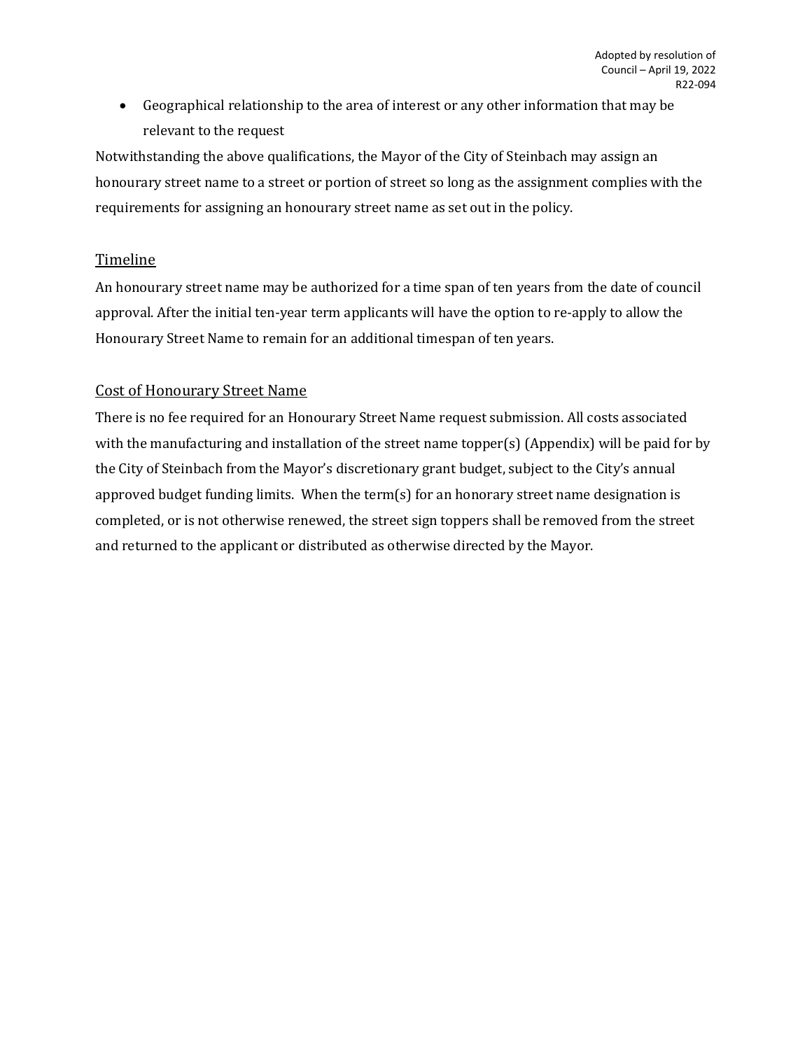- Geographical relationship to the area of interest or any other information that may be relevant to the request

Notwithstanding the above qualifications, the Mayor of the City of Steinbach may assign an honourary street name to a street or portion of street so long as the assignment complies with the requirements for assigning an honourary street name as set out in the policy.

## Timeline

An honourary street name may be authorized for a time span of ten years from the date of council approval. After the initial ten-year term applicants will have the option to re-apply to allow the Honourary Street Name to remain for an additional timespan of ten years.

## Cost of Honourary Street Name

There is no fee required for an Honourary Street Name request submission. All costs associated with the manufacturing and installation of the street name topper(s) (Appendix) will be paid for by the City of Steinbach from the Mayor's discretionary grant budget, subject to the City's annual approved budget funding limits. When the term(s) for an honorary street name designation is completed, or is not otherwise renewed, the street sign toppers shall be removed from the street and returned to the applicant or distributed as otherwise directed by the Mayor.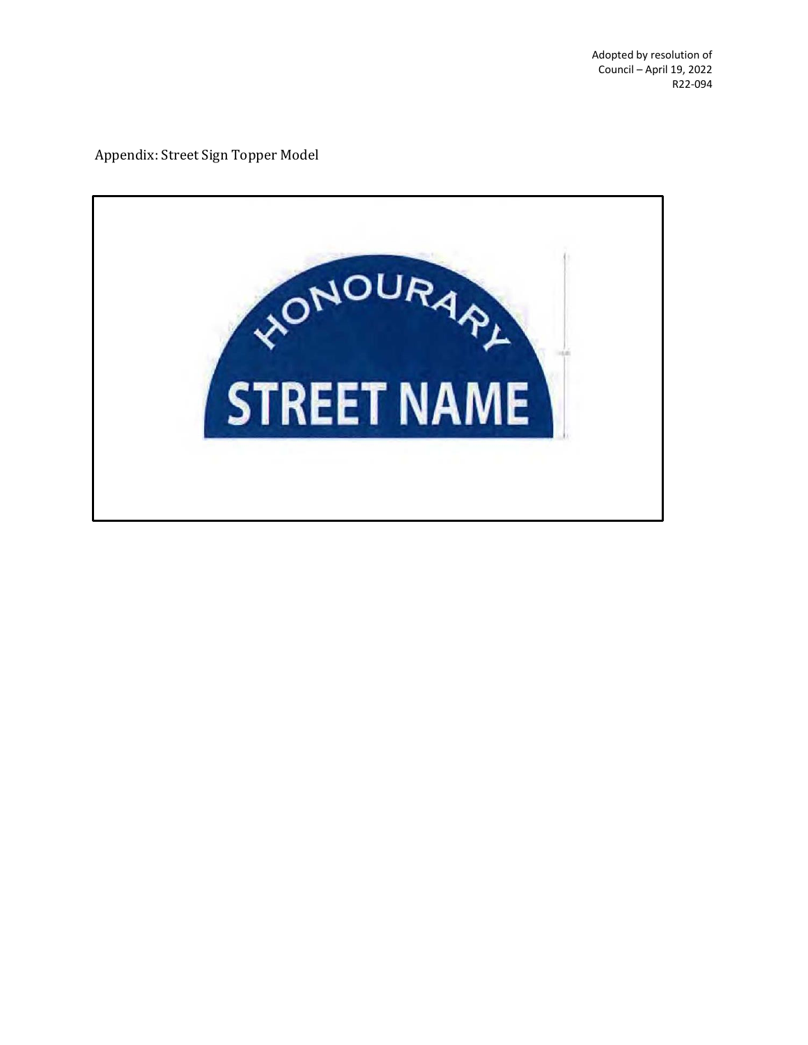Adopted by resolution of Council – April 19, 2022 R22-094

Appendix: Street Sign Topper Model

HONOURARY

STREET NAME